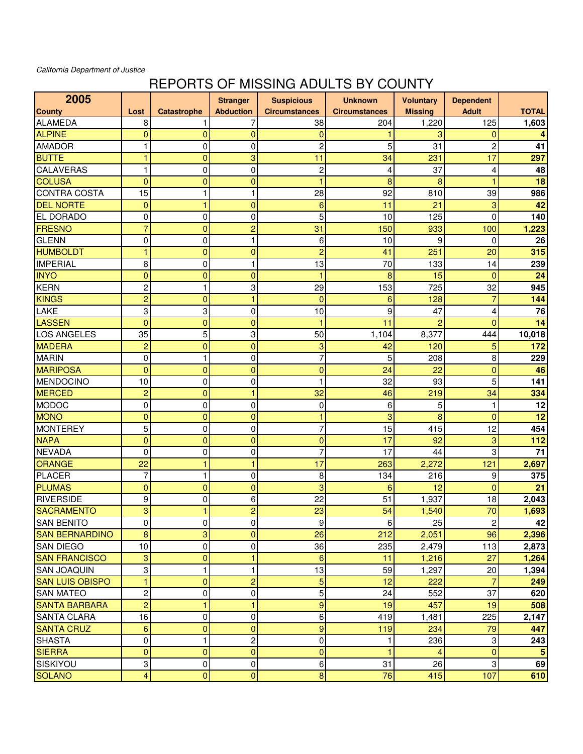*California Department of Justice*

# REPORTS OF MISSING ADULTS BY COUNTY

| 2005 County | Lost | Catastrophe | Stranger Abduction | Suspicious Circumstances | Unknown Circumstances | Voluntary Missing | Dependent Adult | TOTAL |
|---|---|---|---|---|---|---|---|---|
| ALAMEDA | 8 | 1 | 7 | 38 | 204 | 1,220 | 125 | **1,603** |
| ALPINE | 0 | 0 | 0 | 0 | 1 | 3 | 0 | **4** |
| AMADOR | 1 | 0 | 0 | 2 | 5 | 31 | 2 | **41** |
| BUTTE | 1 | 0 | 3 | 11 | 34 | 231 | 17 | **297** |
| CALAVERAS | 1 | 0 | 0 | 2 | 4 | 37 | 4 | **48** |
| COLUSA | 0 | 0 | 0 | 1 | 8 | 8 | 1 | **18** |
| CONTRA COSTA | 15 | 1 | 1 | 28 | 92 | 810 | 39 | **986** |
| DEL NORTE | 0 | 1 | 0 | 6 | 11 | 21 | 3 | **42** |
| EL DORADO | 0 | 0 | 0 | 5 | 10 | 125 | 0 | **140** |
| FRESNO | 7 | 0 | 2 | 31 | 150 | 933 | 100 | **1,223** |
| GLENN | 0 | 0 | 1 | 6 | 10 | 9 | 0 | **26** |
| HUMBOLDT | 1 | 0 | 0 | 2 | 41 | 251 | 20 | **315** |
| IMPERIAL | 8 | 0 | 1 | 13 | 70 | 133 | 14 | **239** |
| INYO | 0 | 0 | 0 | 1 | 8 | 15 | 0 | **24** |
| KERN | 2 | 1 | 3 | 29 | 153 | 725 | 32 | **945** |
| KINGS | 2 | 0 | 1 | 0 | 6 | 128 | 7 | **144** |
| LAKE | 3 | 3 | 0 | 10 | 9 | 47 | 4 | **76** |
| LASSEN | 0 | 0 | 0 | 1 | 11 | 2 | 0 | **14** |
| LOS ANGELES | 35 | 5 | 3 | 50 | 1,104 | 8,377 | 444 | **10,018** |
| MADERA | 2 | 0 | 0 | 3 | 42 | 120 | 5 | **172** |
| MARIN | 0 | 1 | 0 | 7 | 5 | 208 | 8 | **229** |
| MARIPOSA | 0 | 0 | 0 | 0 | 24 | 22 | 0 | **46** |
| MENDOCINO | 10 | 0 | 0 | 1 | 32 | 93 | 5 | **141** |
| MERCED | 2 | 0 | 1 | 32 | 46 | 219 | 34 | **334** |
| MODOC | 0 | 0 | 0 | 0 | 6 | 5 | 1 | **12** |
| MONO | 0 | 0 | 0 | 1 | 3 | 8 | 0 | **12** |
| MONTEREY | 5 | 0 | 0 | 7 | 15 | 415 | 12 | **454** |
| NAPA | 0 | 0 | 0 | 0 | 17 | 92 | 3 | **112** |
| NEVADA | 0 | 0 | 0 | 7 | 17 | 44 | 3 | **71** |
| ORANGE | 22 | 1 | 1 | 17 | 263 | 2,272 | 121 | **2,697** |
| PLACER | 7 | 1 | 0 | 8 | 134 | 216 | 9 | **375** |
| PLUMAS | 0 | 0 | 0 | 3 | 6 | 12 | 0 | **21** |
| RIVERSIDE | 9 | 0 | 6 | 22 | 51 | 1,937 | 18 | **2,043** |
| SACRAMENTO | 3 | 1 | 2 | 23 | 54 | 1,540 | 70 | **1,693** |
| SAN BENITO | 0 | 0 | 0 | 9 | 6 | 25 | 2 | **42** |
| SAN BERNARDINO | 8 | 3 | 0 | 26 | 212 | 2,051 | 96 | **2,396** |
| SAN DIEGO | 10 | 0 | 0 | 36 | 235 | 2,479 | 113 | **2,873** |
| SAN FRANCISCO | 3 | 0 | 1 | 6 | 11 | 1,216 | 27 | **1,264** |
| SAN JOAQUIN | 3 | 1 | 1 | 13 | 59 | 1,297 | 20 | **1,394** |
| SAN LUIS OBISPO | 1 | 0 | 2 | 5 | 12 | 222 | 7 | **249** |
| SAN MATEO | 2 | 0 | 0 | 5 | 24 | 552 | 37 | **620** |
| SANTA BARBARA | 2 | 1 | 1 | 9 | 19 | 457 | 19 | **508** |
| SANTA CLARA | 16 | 0 | 0 | 6 | 419 | 1,481 | 225 | **2,147** |
| SANTA CRUZ | 6 | 0 | 0 | 9 | 119 | 234 | 79 | **447** |
| SHASTA | 0 | 1 | 2 | 0 | 1 | 236 | 3 | **243** |
| SIERRA | 0 | 0 | 0 | 0 | 1 | 4 | 0 | **5** |
| SISKIYOU | 3 | 0 | 0 | 6 | 31 | 26 | 3 | **69** |
| SOLANO | 4 | 0 | 0 | 8 | 76 | 415 | 107 | **610** |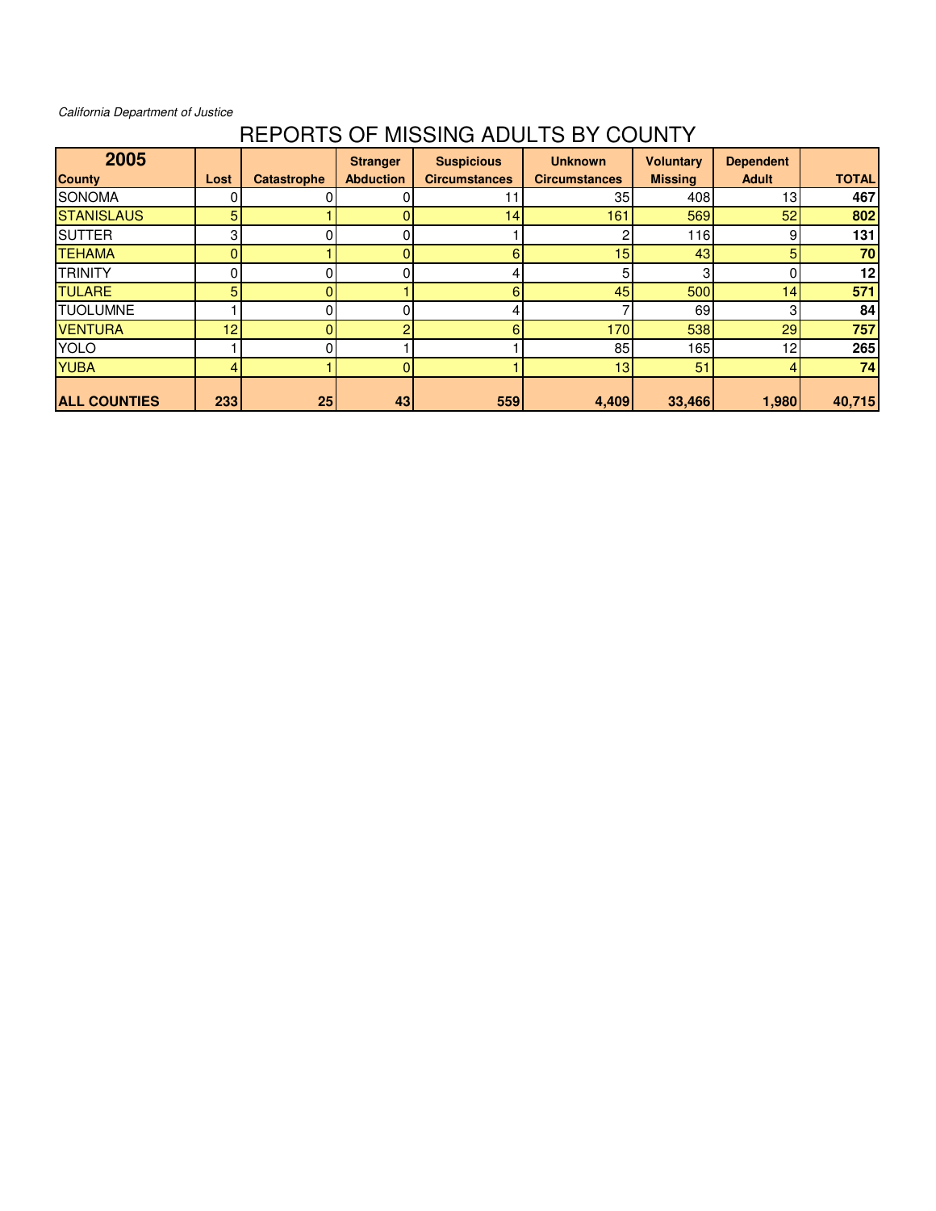*California Department of Justice*

# REPORTS OF MISSING ADULTS BY COUNTY

| 2005 County | Lost | Catastrophe | Stranger Abduction | Suspicious Circumstances | Unknown Circumstances | Voluntary Missing | Dependent Adult | TOTAL |
|---|---|---|---|---|---|---|---|---|
| SONOMA | 0 | 0 | 0 | 11 | 35 | 408 | 13 | **467** |
| STANISLAUS | 5 | 1 | 0 | 14 | 161 | 569 | 52 | **802** |
| SUTTER | 3 | 0 | 0 | 1 | 2 | 116 | 9 | **131** |
| TEHAMA | 0 | 1 | 0 | 6 | 15 | 43 | 5 | **70** |
| TRINITY | 0 | 0 | 0 | 4 | 5 | 3 | 0 | **12** |
| TULARE | 5 | 0 | 1 | 6 | 45 | 500 | 14 | **571** |
| TUOLUMNE | 1 | 0 | 0 | 4 | 7 | 69 | 3 | **84** |
| VENTURA | 12 | 0 | 2 | 6 | 170 | 538 | 29 | **757** |
| YOLO | 1 | 0 | 1 | 1 | 85 | 165 | 12 | **265** |
| YUBA | 4 | 1 | 0 | 1 | 13 | 51 | 4 | **74** |
| **ALL COUNTIES** | **233** | **25** | **43** | **559** | **4,409** | **33,466** | **1,980** | **40,715** |